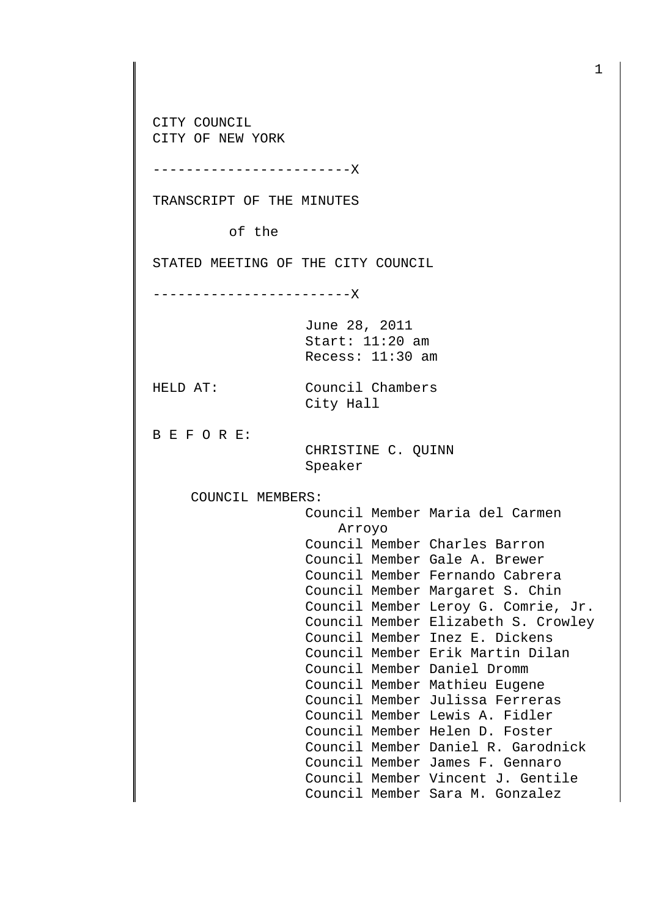CITY COUNCIL
CITY OF NEW YORK

------------------------X

TRANSCRIPT OF THE MINUTES

of the

STATED MEETING OF THE CITY COUNCIL

------------------------X

June 28, 2011
Start: 11:20 am
Recess: 11:30 am

HELD AT: Council Chambers
City Hall

B E F O R E:
CHRISTINE C. QUINN
Speaker

COUNCIL MEMBERS:
Council Member Maria del Carmen Arroyo
Council Member Charles Barron
Council Member Gale A. Brewer
Council Member Fernando Cabrera
Council Member Margaret S. Chin
Council Member Leroy G. Comrie, Jr.
Council Member Elizabeth S. Crowley
Council Member Inez E. Dickens
Council Member Erik Martin Dilan
Council Member Daniel Dromm
Council Member Mathieu Eugene
Council Member Julissa Ferreras
Council Member Lewis A. Fidler
Council Member Helen D. Foster
Council Member Daniel R. Garodnick
Council Member James F. Gennaro
Council Member Vincent J. Gentile
Council Member Sara M. Gonzalez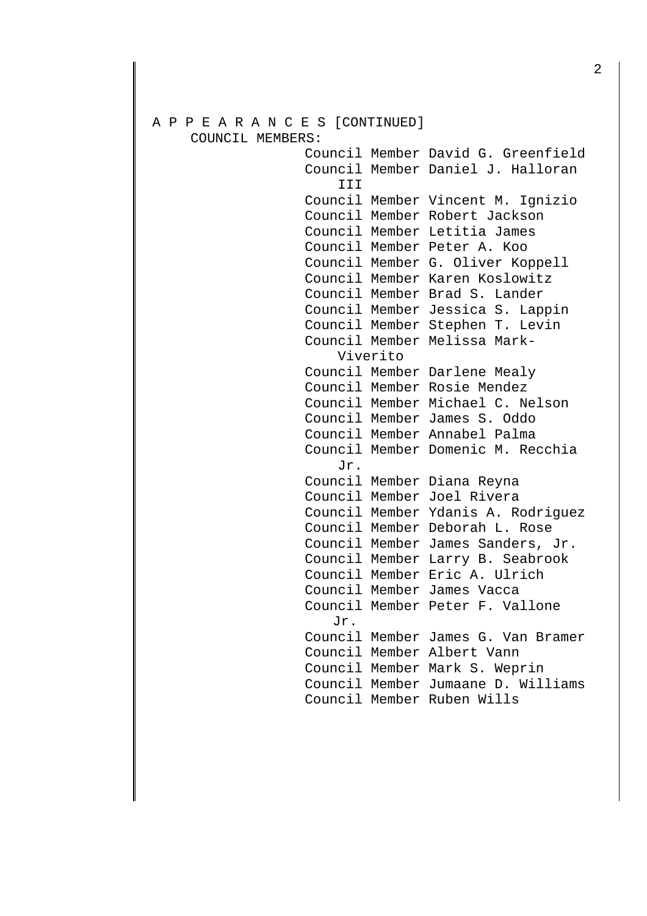A P P E A R A N C E S [CONTINUED]

COUNCIL MEMBERS:

Council Member David G. Greenfield
Council Member Daniel J. Halloran III
Council Member Vincent M. Ignizio
Council Member Robert Jackson
Council Member Letitia James
Council Member Peter A. Koo
Council Member G. Oliver Koppell
Council Member Karen Koslowitz
Council Member Brad S. Lander
Council Member Jessica S. Lappin
Council Member Stephen T. Levin
Council Member Melissa Mark-Viverito
Council Member Darlene Mealy
Council Member Rosie Mendez
Council Member Michael C. Nelson
Council Member James S. Oddo
Council Member Annabel Palma
Council Member Domenic M. Recchia Jr.
Council Member Diana Reyna
Council Member Joel Rivera
Council Member Ydanis A. Rodriguez
Council Member Deborah L. Rose
Council Member James Sanders, Jr.
Council Member Larry B. Seabrook
Council Member Eric A. Ulrich
Council Member James Vacca
Council Member Peter F. Vallone Jr.
Council Member James G. Van Bramer
Council Member Albert Vann
Council Member Mark S. Weprin
Council Member Jumaane D. Williams
Council Member Ruben Wills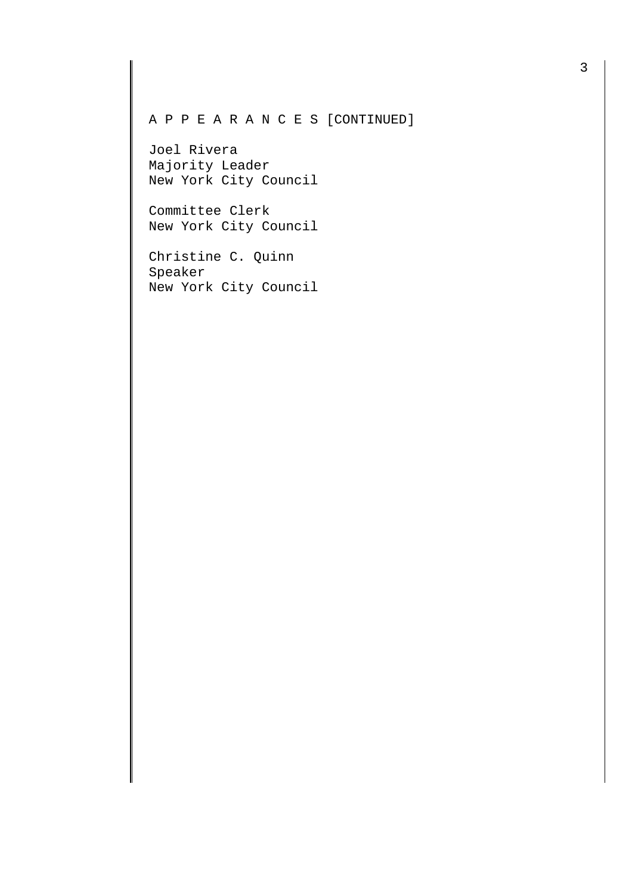A P P E A R A N C E S [CONTINUED]

Joel Rivera
Majority Leader
New York City Council

Committee Clerk
New York City Council

Christine C. Quinn
Speaker
New York City Council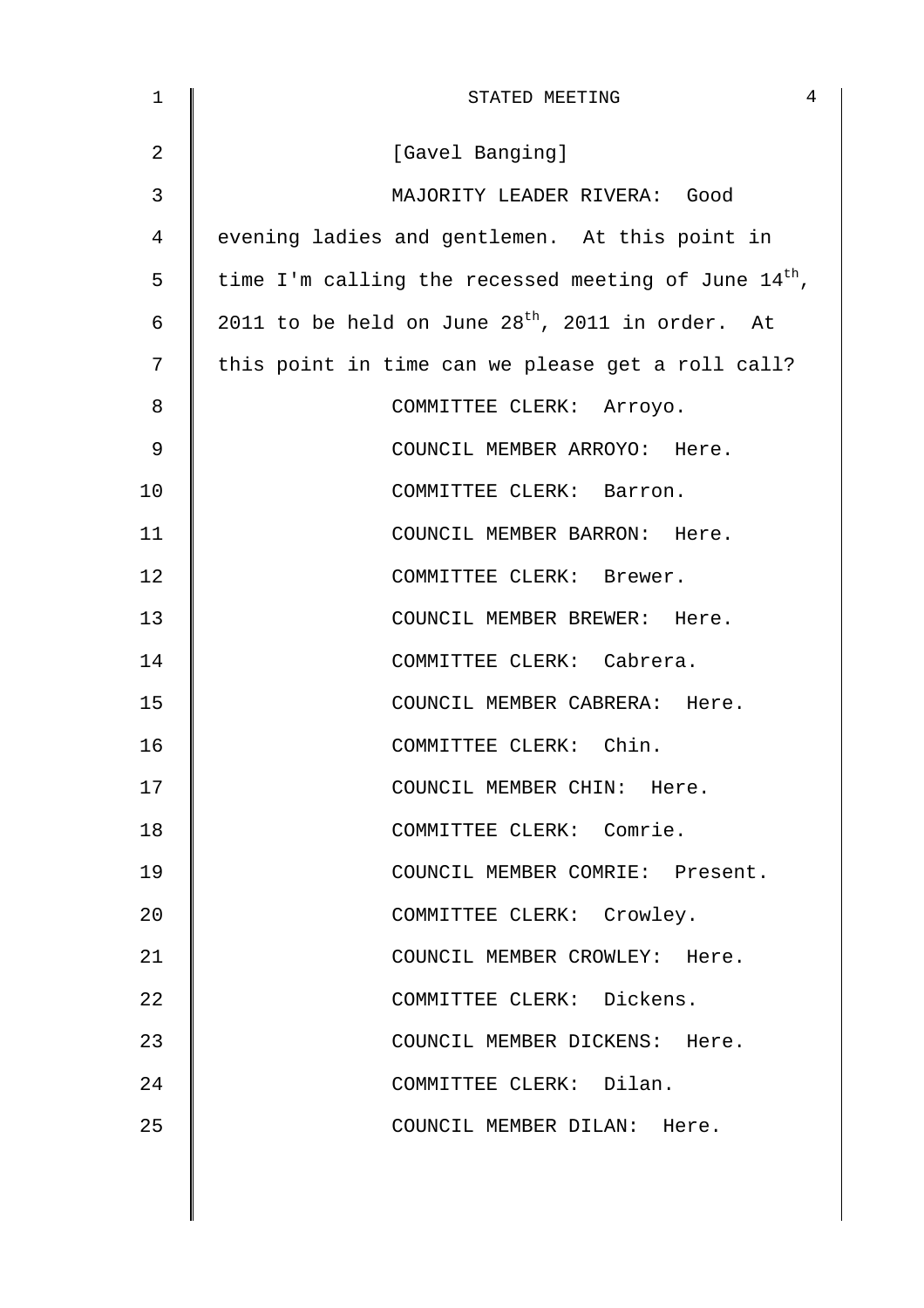[Gavel Banging]

MAJORITY LEADER RIVERA: Good evening ladies and gentlemen. At this point in time I'm calling the recessed meeting of June $14^{th}$, 2011 to be held on June $28^{th}$, 2011 in order. At this point in time can we please get a roll call?

COMMITTEE CLERK: Arroyo.

COUNCIL MEMBER ARROYO: Here.

COMMITTEE CLERK: Barron.

COUNCIL MEMBER BARRON: Here.

COMMITTEE CLERK: Brewer.

COUNCIL MEMBER BREWER: Here.

COMMITTEE CLERK: Cabrera.

COUNCIL MEMBER CABRERA: Here.

COMMITTEE CLERK: Chin.

COUNCIL MEMBER CHIN: Here.

COMMITTEE CLERK: Comrie.

COUNCIL MEMBER COMRIE: Present.

COMMITTEE CLERK: Crowley.

COUNCIL MEMBER CROWLEY: Here.

COMMITTEE CLERK: Dickens.

COUNCIL MEMBER DICKENS: Here.

COMMITTEE CLERK: Dilan.

COUNCIL MEMBER DILAN: Here.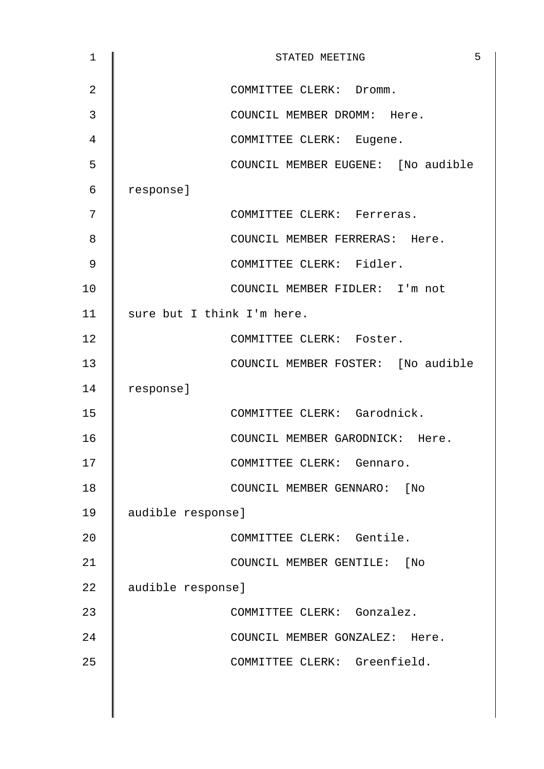COMMITTEE CLERK: Dromm.

COUNCIL MEMBER DROMM: Here.

COMMITTEE CLERK: Eugene.

COUNCIL MEMBER EUGENE: [No audible response]

COMMITTEE CLERK: Ferreras.

COUNCIL MEMBER FERRERAS: Here.

COMMITTEE CLERK: Fidler.

COUNCIL MEMBER FIDLER: I'm not sure but I think I'm here.

COMMITTEE CLERK: Foster.

COUNCIL MEMBER FOSTER: [No audible response]

COMMITTEE CLERK: Garodnick.

COUNCIL MEMBER GARODNICK: Here.

COMMITTEE CLERK: Gennaro.

COUNCIL MEMBER GENNARO: [No audible response]

COMMITTEE CLERK: Gentile.

COUNCIL MEMBER GENTILE: [No audible response]

COMMITTEE CLERK: Gonzalez.

COUNCIL MEMBER GONZALEZ: Here.

COMMITTEE CLERK: Greenfield.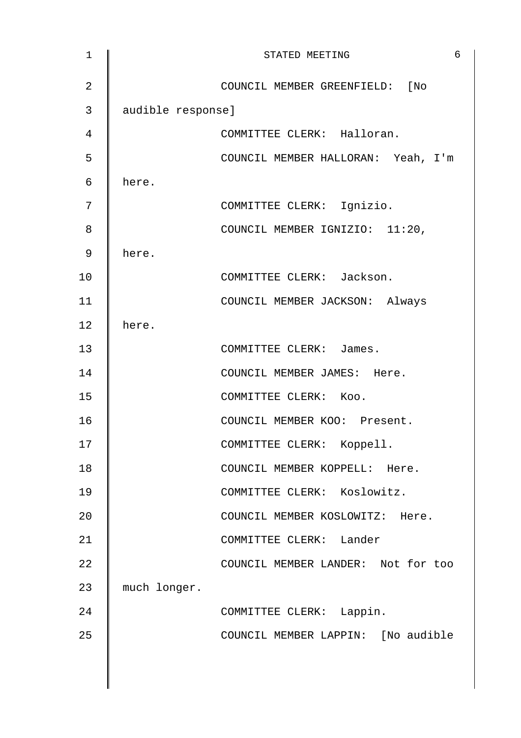COUNCIL MEMBER GREENFIELD: [No audible response]

COMMITTEE CLERK: Halloran.

COUNCIL MEMBER HALLORAN: Yeah, I'm here.

COMMITTEE CLERK: Ignizio.

COUNCIL MEMBER IGNIZIO: 11:20, here.

COMMITTEE CLERK: Jackson.

COUNCIL MEMBER JACKSON: Always here.

COMMITTEE CLERK: James.

COUNCIL MEMBER JAMES: Here.

COMMITTEE CLERK: Koo.

COUNCIL MEMBER KOO: Present.

COMMITTEE CLERK: Koppell.

COUNCIL MEMBER KOPPELL: Here.

COMMITTEE CLERK: Koslowitz.

COUNCIL MEMBER KOSLOWITZ: Here.

COMMITTEE CLERK: Lander

COUNCIL MEMBER LANDER: Not for too much longer.

COMMITTEE CLERK: Lappin.

COUNCIL MEMBER LAPPIN: [No audible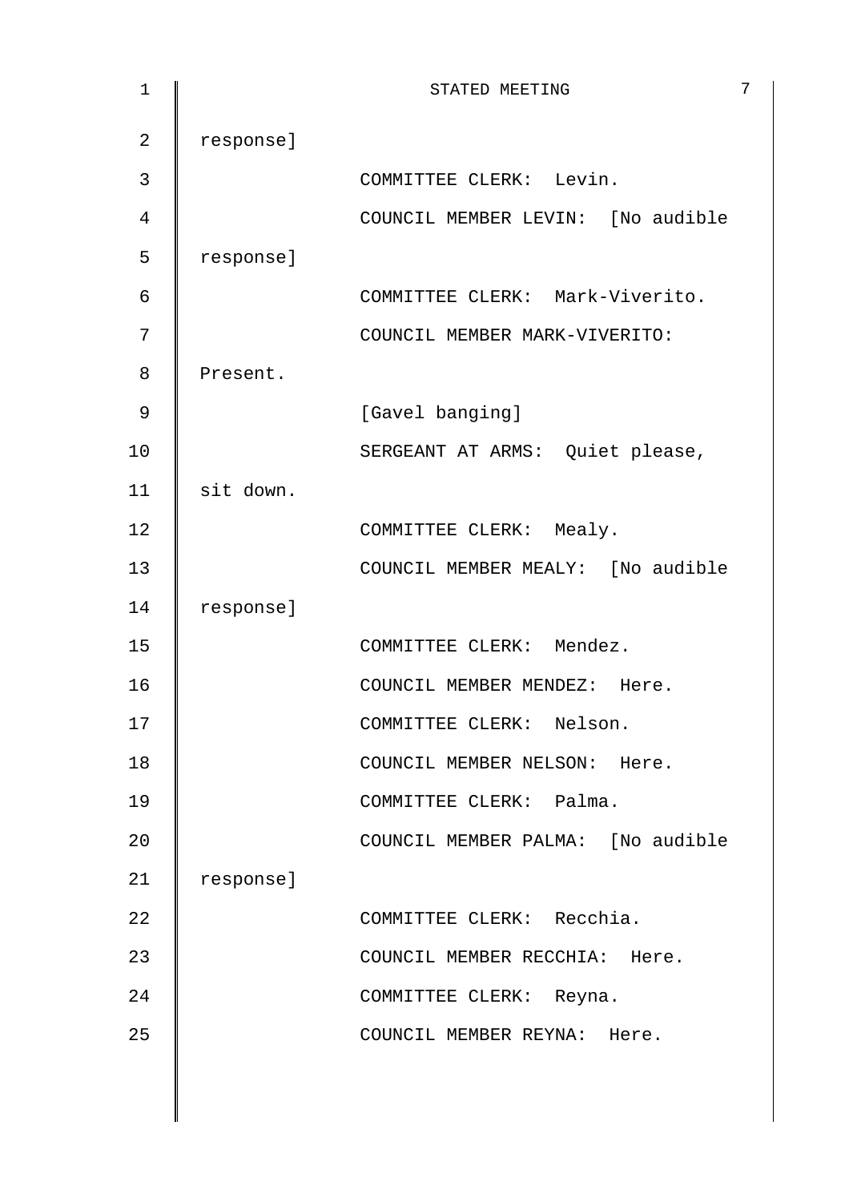response]

COMMITTEE CLERK: Levin.

COUNCIL MEMBER LEVIN: [No audible response]

COMMITTEE CLERK: Mark-Viverito.

COUNCIL MEMBER MARK-VIVERITO: Present.

[Gavel banging]

SERGEANT AT ARMS: Quiet please, sit down.

COMMITTEE CLERK: Mealy.

COUNCIL MEMBER MEALY: [No audible response]

COMMITTEE CLERK: Mendez.

COUNCIL MEMBER MENDEZ: Here.

COMMITTEE CLERK: Nelson.

COUNCIL MEMBER NELSON: Here.

COMMITTEE CLERK: Palma.

COUNCIL MEMBER PALMA: [No audible response]

COMMITTEE CLERK: Recchia.

COUNCIL MEMBER RECCHIA: Here.

COMMITTEE CLERK: Reyna.

COUNCIL MEMBER REYNA: Here.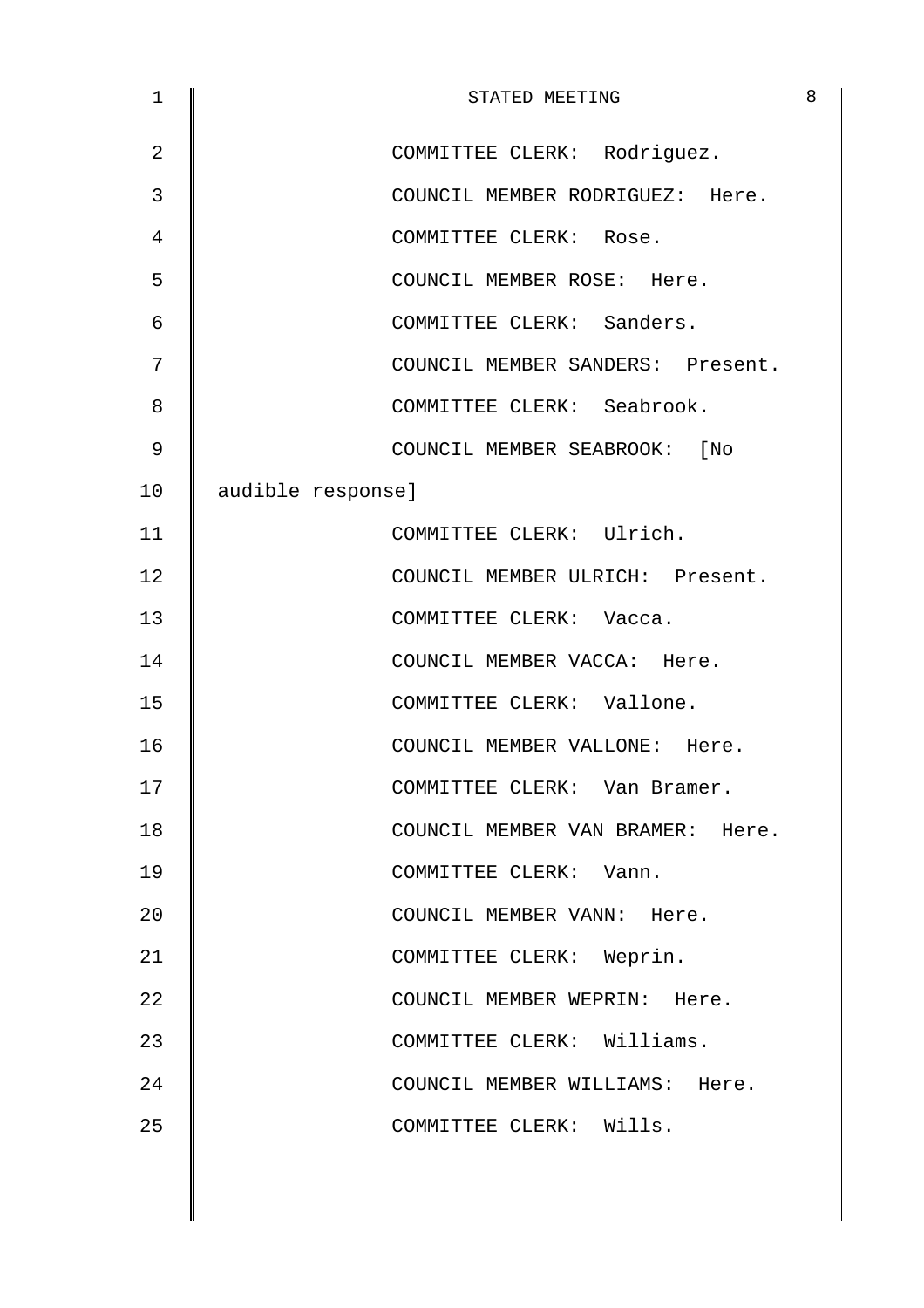COMMITTEE CLERK: Rodriguez.

COUNCIL MEMBER RODRIGUEZ: Here.

COMMITTEE CLERK: Rose.

COUNCIL MEMBER ROSE: Here.

COMMITTEE CLERK: Sanders.

COUNCIL MEMBER SANDERS: Present.

COMMITTEE CLERK: Seabrook.

COUNCIL MEMBER SEABROOK: [No audible response]

COMMITTEE CLERK: Ulrich.

COUNCIL MEMBER ULRICH: Present.

COMMITTEE CLERK: Vacca.

COUNCIL MEMBER VACCA: Here.

COMMITTEE CLERK: Vallone.

COUNCIL MEMBER VALLONE: Here.

COMMITTEE CLERK: Van Bramer.

COUNCIL MEMBER VAN BRAMER: Here.

COMMITTEE CLERK: Vann.

COUNCIL MEMBER VANN: Here.

COMMITTEE CLERK: Weprin.

COUNCIL MEMBER WEPRIN: Here.

COMMITTEE CLERK: Williams.

COUNCIL MEMBER WILLIAMS: Here.

COMMITTEE CLERK: Wills.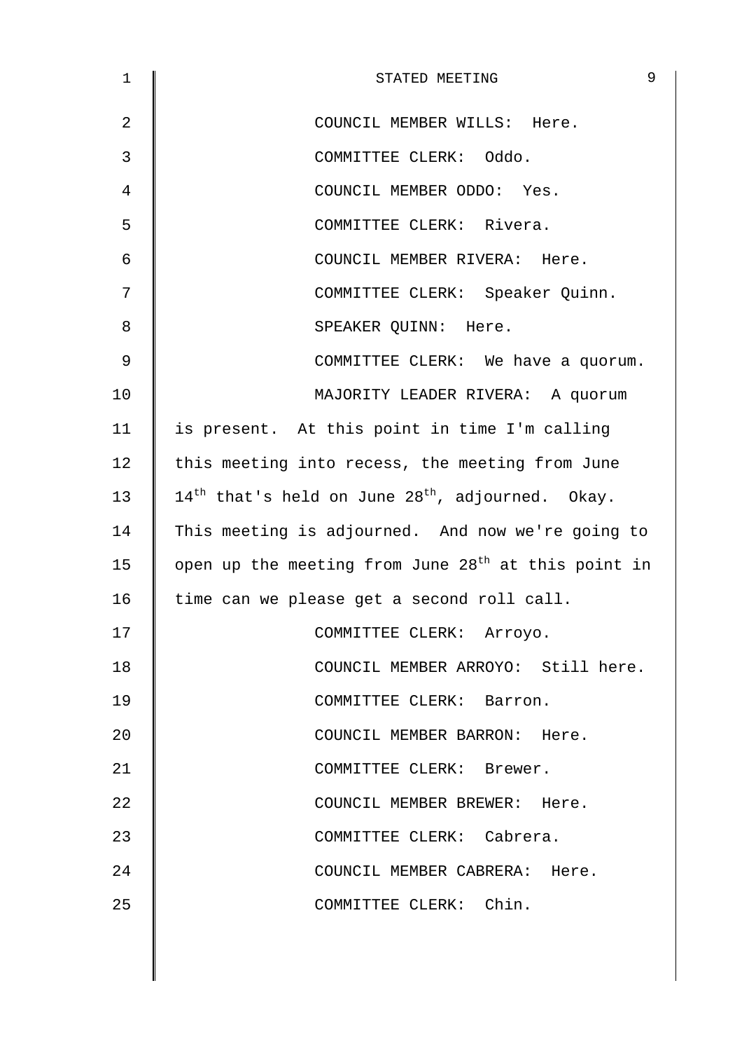COUNCIL MEMBER WILLS: Here.

COMMITTEE CLERK: Oddo.

COUNCIL MEMBER ODDO: Yes.

COMMITTEE CLERK: Rivera.

COUNCIL MEMBER RIVERA: Here.

COMMITTEE CLERK: Speaker Quinn.

SPEAKER QUINN: Here.

COMMITTEE CLERK: We have a quorum.

MAJORITY LEADER RIVERA: A quorum is present. At this point in time I'm calling this meeting into recess, the meeting from June 14th that's held on June 28th, adjourned. Okay. This meeting is adjourned. And now we're going to open up the meeting from June 28th at this point in time can we please get a second roll call.

COMMITTEE CLERK: Arroyo.

COUNCIL MEMBER ARROYO: Still here.

COMMITTEE CLERK: Barron.

COUNCIL MEMBER BARRON: Here.

COMMITTEE CLERK: Brewer.

COUNCIL MEMBER BREWER: Here.

COMMITTEE CLERK: Cabrera.

COUNCIL MEMBER CABRERA: Here.

COMMITTEE CLERK: Chin.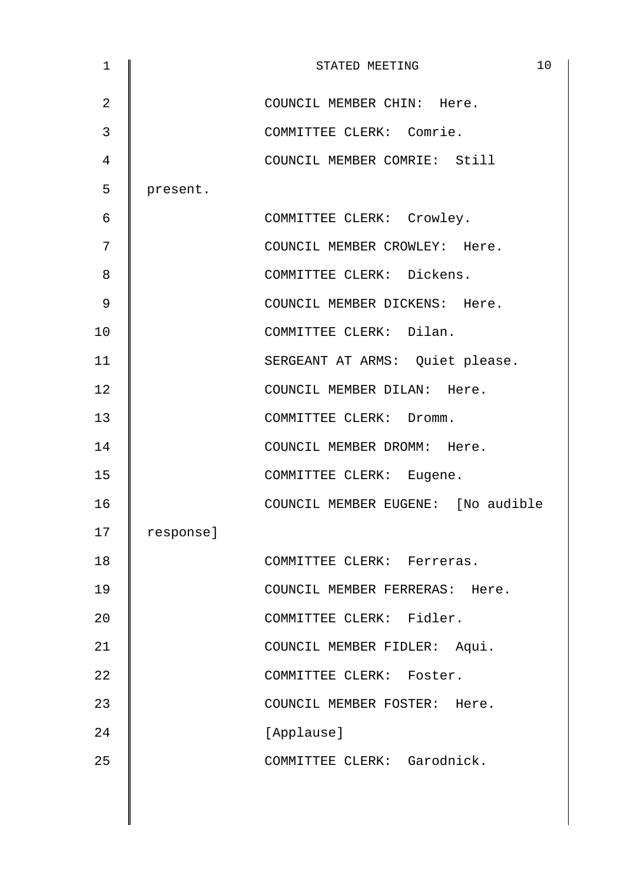COUNCIL MEMBER CHIN: Here.

COMMITTEE CLERK: Comrie.

COUNCIL MEMBER COMRIE: Still present.

COMMITTEE CLERK: Crowley.

COUNCIL MEMBER CROWLEY: Here.

COMMITTEE CLERK: Dickens.

COUNCIL MEMBER DICKENS: Here.

COMMITTEE CLERK: Dilan.

SERGEANT AT ARMS: Quiet please.

COUNCIL MEMBER DILAN: Here.

COMMITTEE CLERK: Dromm.

COUNCIL MEMBER DROMM: Here.

COMMITTEE CLERK: Eugene.

COUNCIL MEMBER EUGENE: [No audible response]

COMMITTEE CLERK: Ferreras.

COUNCIL MEMBER FERRERAS: Here.

COMMITTEE CLERK: Fidler.

COUNCIL MEMBER FIDLER: Aqui.

COMMITTEE CLERK: Foster.

COUNCIL MEMBER FOSTER: Here.

[Applause]

COMMITTEE CLERK: Garodnick.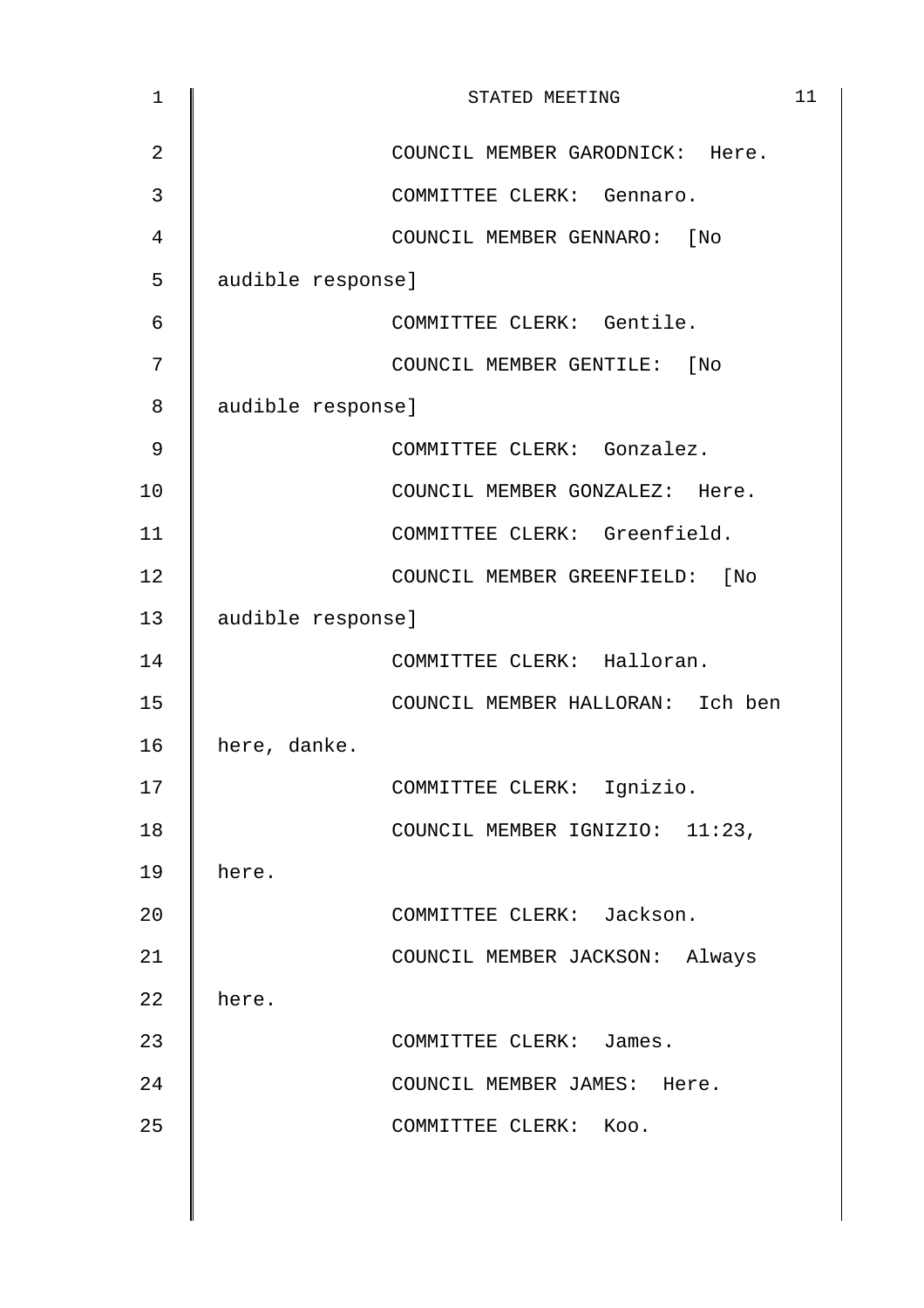COUNCIL MEMBER GARODNICK: Here.

COMMITTEE CLERK: Gennaro.

COUNCIL MEMBER GENNARO: [No audible response]

COMMITTEE CLERK: Gentile.

COUNCIL MEMBER GENTILE: [No audible response]

COMMITTEE CLERK: Gonzalez.

COUNCIL MEMBER GONZALEZ: Here.

COMMITTEE CLERK: Greenfield.

COUNCIL MEMBER GREENFIELD: [No audible response]

COMMITTEE CLERK: Halloran.

COUNCIL MEMBER HALLORAN: Ich ben here, danke.

COMMITTEE CLERK: Ignizio.

COUNCIL MEMBER IGNIZIO: 11:23, here.

COMMITTEE CLERK: Jackson.

COUNCIL MEMBER JACKSON: Always here.

COMMITTEE CLERK: James.

COUNCIL MEMBER JAMES: Here.

COMMITTEE CLERK: Koo.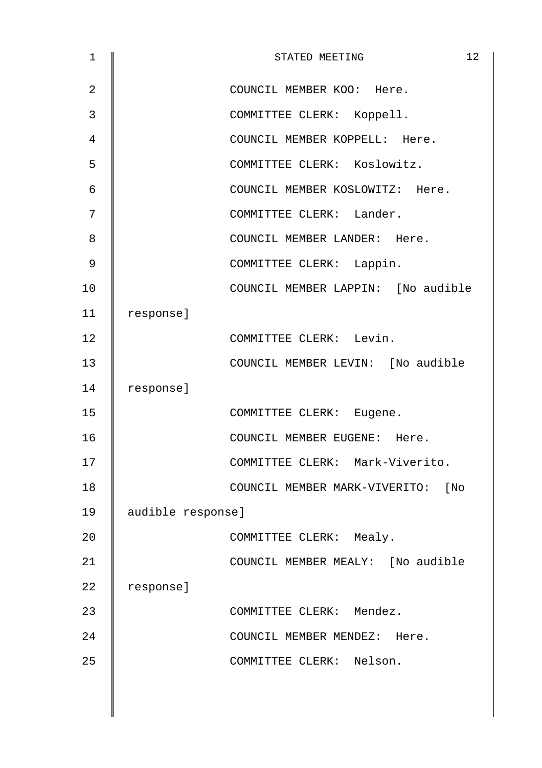COUNCIL MEMBER KOO: Here.

COMMITTEE CLERK: Koppell.

COUNCIL MEMBER KOPPELL: Here.

COMMITTEE CLERK: Koslowitz.

COUNCIL MEMBER KOSLOWITZ: Here.

COMMITTEE CLERK: Lander.

COUNCIL MEMBER LANDER: Here.

COMMITTEE CLERK: Lappin.

COUNCIL MEMBER LAPPIN: [No audible response]

COMMITTEE CLERK: Levin.

COUNCIL MEMBER LEVIN: [No audible response]

COMMITTEE CLERK: Eugene.

COUNCIL MEMBER EUGENE: Here.

COMMITTEE CLERK: Mark-Viverito.

COUNCIL MEMBER MARK-VIVERITO: [No audible response]

COMMITTEE CLERK: Mealy.

COUNCIL MEMBER MEALY: [No audible response]

COMMITTEE CLERK: Mendez.

COUNCIL MEMBER MENDEZ: Here.

COMMITTEE CLERK: Nelson.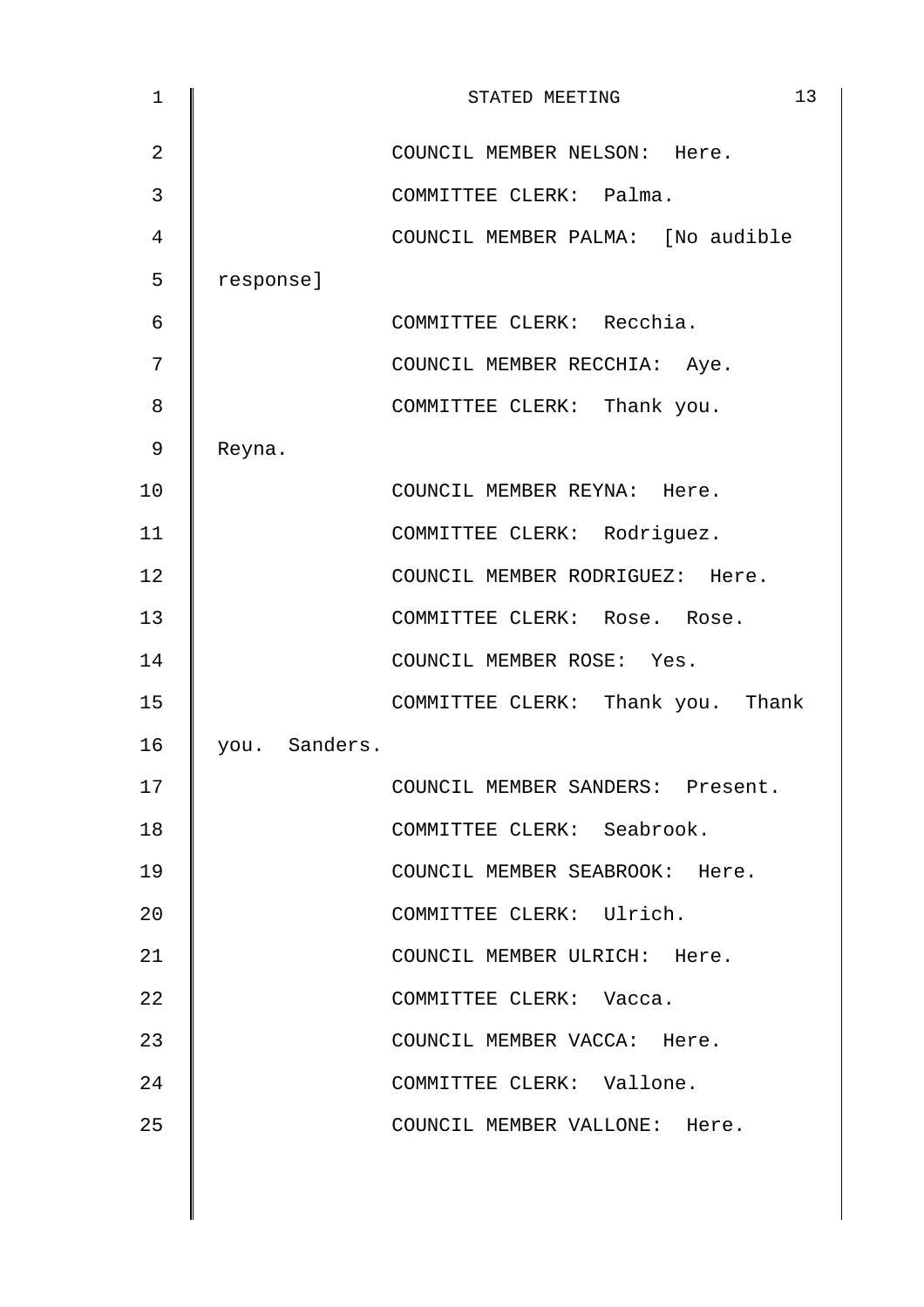COUNCIL MEMBER NELSON: Here.

COMMITTEE CLERK: Palma.

COUNCIL MEMBER PALMA: [No audible response]

COMMITTEE CLERK: Recchia.

COUNCIL MEMBER RECCHIA: Aye.

COMMITTEE CLERK: Thank you. Reyna.

COUNCIL MEMBER REYNA: Here.

COMMITTEE CLERK: Rodriguez.

COUNCIL MEMBER RODRIGUEZ: Here.

COMMITTEE CLERK: Rose. Rose.

COUNCIL MEMBER ROSE: Yes.

COMMITTEE CLERK: Thank you. Thank you. Sanders.

COUNCIL MEMBER SANDERS: Present.

COMMITTEE CLERK: Seabrook.

COUNCIL MEMBER SEABROOK: Here.

COMMITTEE CLERK: Ulrich.

COUNCIL MEMBER ULRICH: Here.

COMMITTEE CLERK: Vacca.

COUNCIL MEMBER VACCA: Here.

COMMITTEE CLERK: Vallone.

COUNCIL MEMBER VALLONE: Here.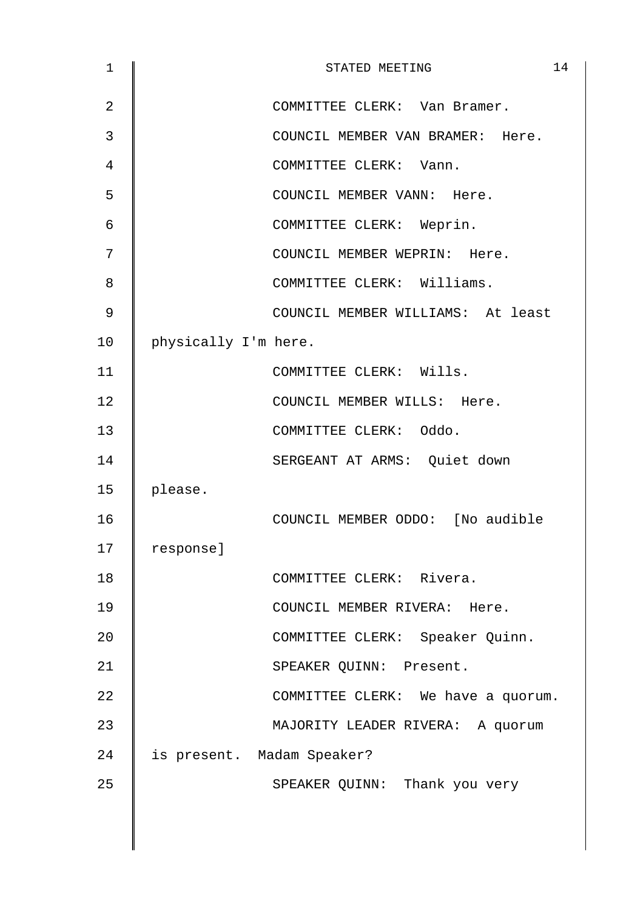COMMITTEE CLERK: Van Bramer.

COUNCIL MEMBER VAN BRAMER: Here.

COMMITTEE CLERK: Vann.

COUNCIL MEMBER VANN: Here.

COMMITTEE CLERK: Weprin.

COUNCIL MEMBER WEPRIN: Here.

COMMITTEE CLERK: Williams.

COUNCIL MEMBER WILLIAMS: At least physically I'm here.

COMMITTEE CLERK: Wills.

COUNCIL MEMBER WILLS: Here.

COMMITTEE CLERK: Oddo.

SERGEANT AT ARMS: Quiet down please.

COUNCIL MEMBER ODDO: [No audible response]

COMMITTEE CLERK: Rivera.

COUNCIL MEMBER RIVERA: Here.

COMMITTEE CLERK: Speaker Quinn.

SPEAKER QUINN: Present.

COMMITTEE CLERK: We have a quorum.

MAJORITY LEADER RIVERA: A quorum is present. Madam Speaker?

SPEAKER QUINN: Thank you very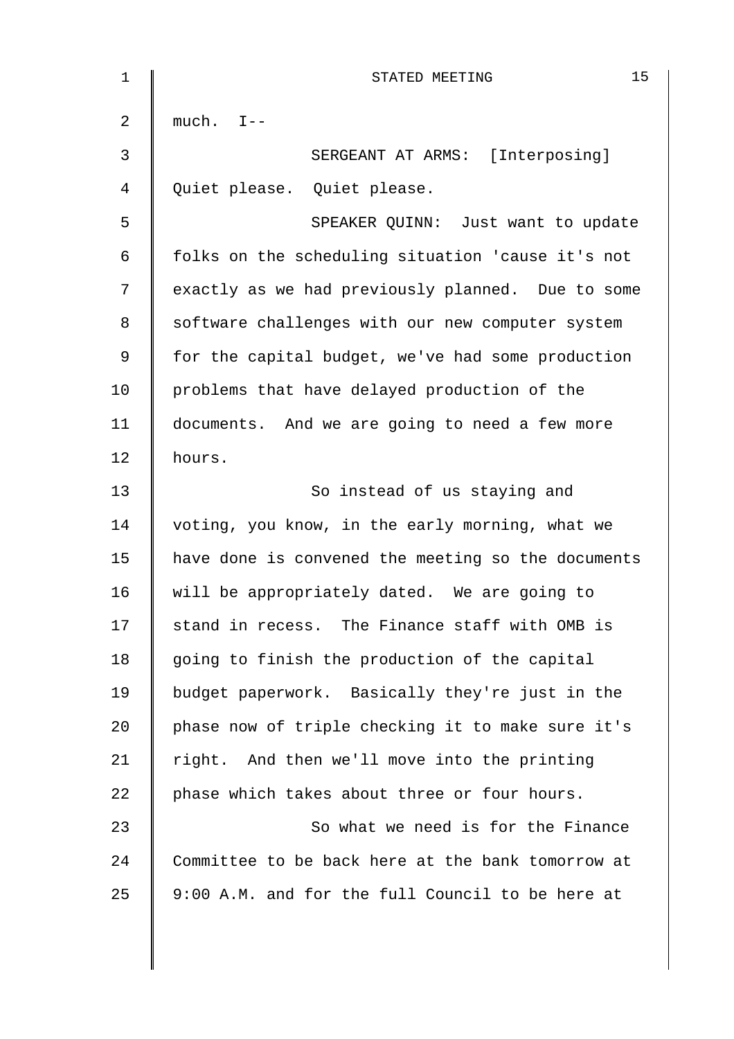much. I--

SERGEANT AT ARMS: [Interposing] Quiet please. Quiet please.

SPEAKER QUINN: Just want to update folks on the scheduling situation 'cause it's not exactly as we had previously planned. Due to some software challenges with our new computer system for the capital budget, we've had some production problems that have delayed production of the documents. And we are going to need a few more hours.

So instead of us staying and voting, you know, in the early morning, what we have done is convened the meeting so the documents will be appropriately dated. We are going to stand in recess. The Finance staff with OMB is going to finish the production of the capital budget paperwork. Basically they're just in the phase now of triple checking it to make sure it's right. And then we'll move into the printing phase which takes about three or four hours.

So what we need is for the Finance Committee to be back here at the bank tomorrow at 9:00 A.M. and for the full Council to be here at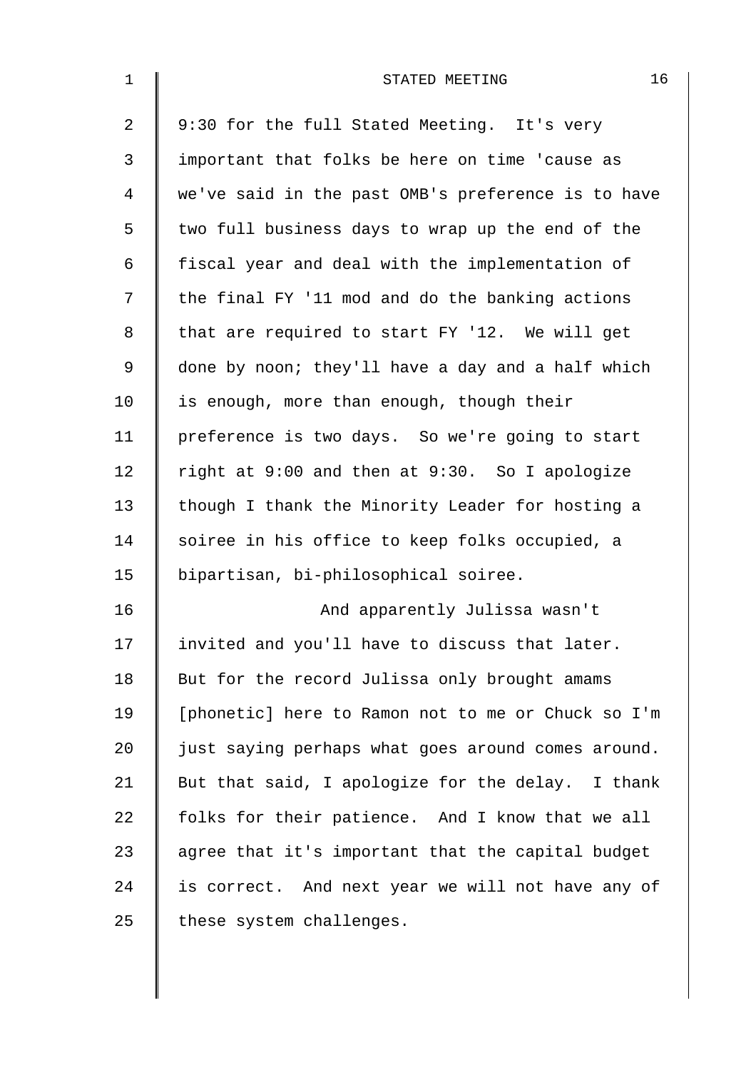9:30 for the full Stated Meeting. It's very important that folks be here on time 'cause as we've said in the past OMB's preference is to have two full business days to wrap up the end of the fiscal year and deal with the implementation of the final FY '11 mod and do the banking actions that are required to start FY '12. We will get done by noon; they'll have a day and a half which is enough, more than enough, though their preference is two days. So we're going to start right at 9:00 and then at 9:30. So I apologize though I thank the Minority Leader for hosting a soiree in his office to keep folks occupied, a bipartisan, bi-philosophical soiree.

And apparently Julissa wasn't invited and you'll have to discuss that later. But for the record Julissa only brought amams [phonetic] here to Ramon not to me or Chuck so I'm just saying perhaps what goes around comes around. But that said, I apologize for the delay. I thank folks for their patience. And I know that we all agree that it's important that the capital budget is correct. And next year we will not have any of these system challenges.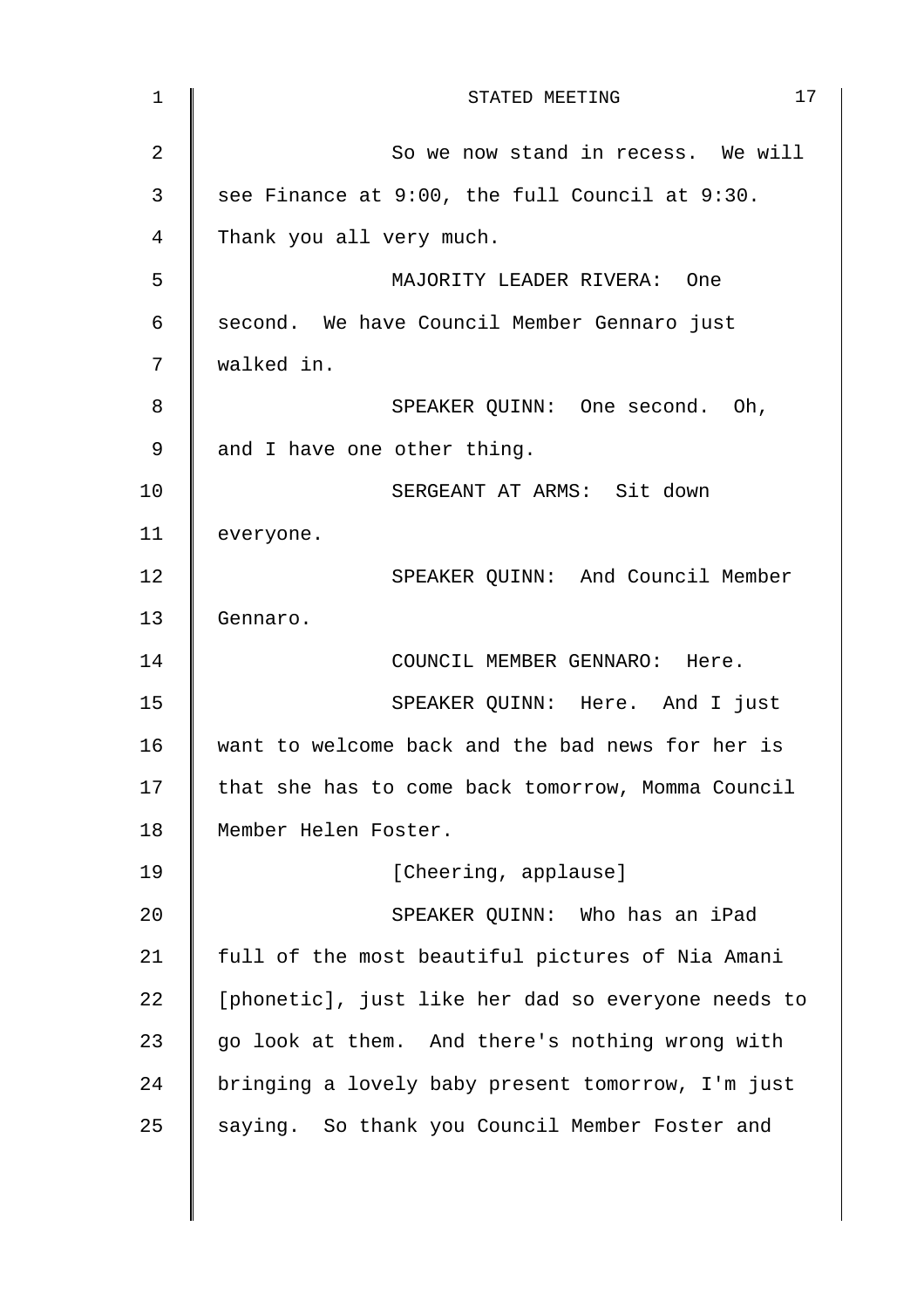So we now stand in recess. We will see Finance at 9:00, the full Council at 9:30. Thank you all very much.

MAJORITY LEADER RIVERA: One second. We have Council Member Gennaro just walked in.

SPEAKER QUINN: One second. Oh, and I have one other thing.

SERGEANT AT ARMS: Sit down everyone.

SPEAKER QUINN: And Council Member Gennaro.

COUNCIL MEMBER GENNARO: Here.

SPEAKER QUINN: Here. And I just want to welcome back and the bad news for her is that she has to come back tomorrow, Momma Council Member Helen Foster.

[Cheering, applause]

SPEAKER QUINN: Who has an iPad full of the most beautiful pictures of Nia Amani [phonetic], just like her dad so everyone needs to go look at them. And there's nothing wrong with bringing a lovely baby present tomorrow, I'm just saying. So thank you Council Member Foster and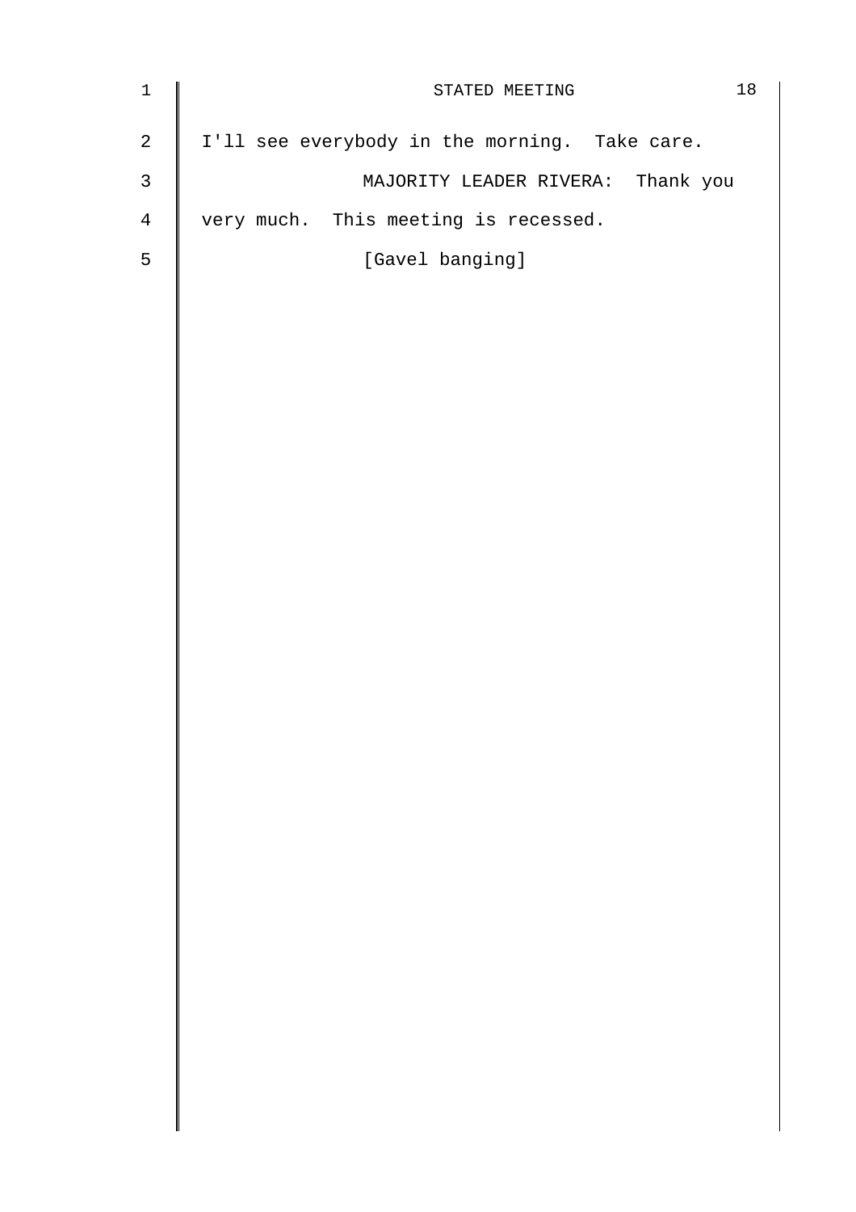I'll see everybody in the morning. Take care.

MAJORITY LEADER RIVERA: Thank you very much. This meeting is recessed.

[Gavel banging]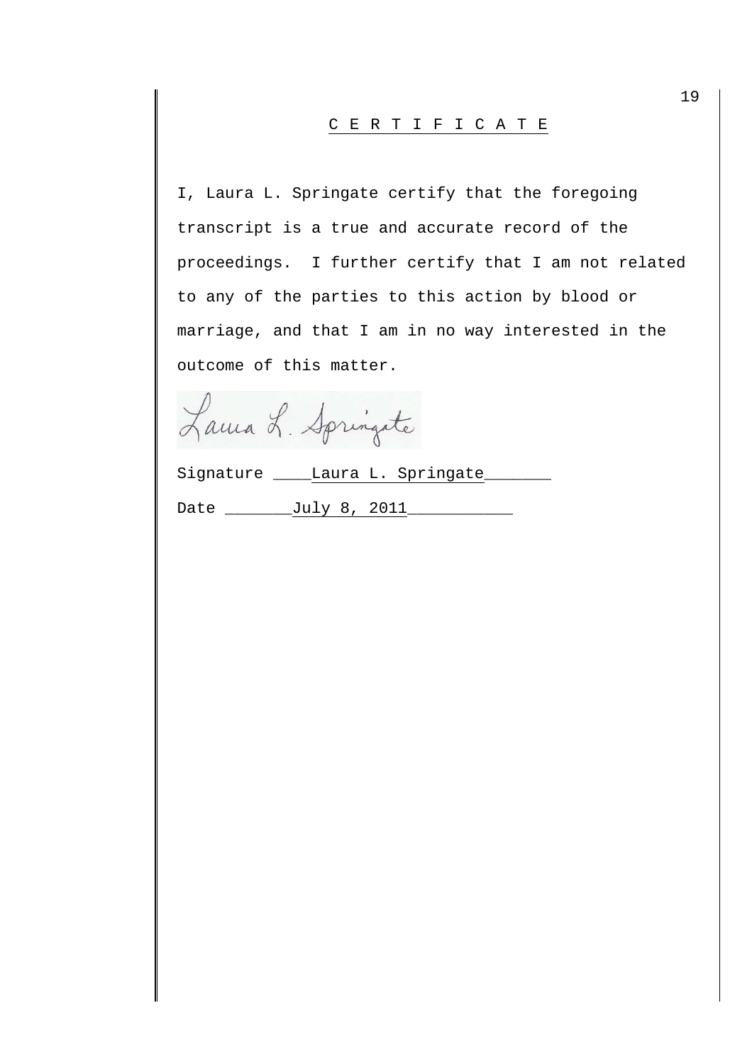# C E R T I F I C A T E

I, Laura L. Springate certify that the foregoing transcript is a true and accurate record of the proceedings. I further certify that I am not related to any of the parties to this action by blood or marriage, and that I am in no way interested in the outcome of this matter.

Signature ____Laura L. Springate_______

Date _______July 8, 2011___________